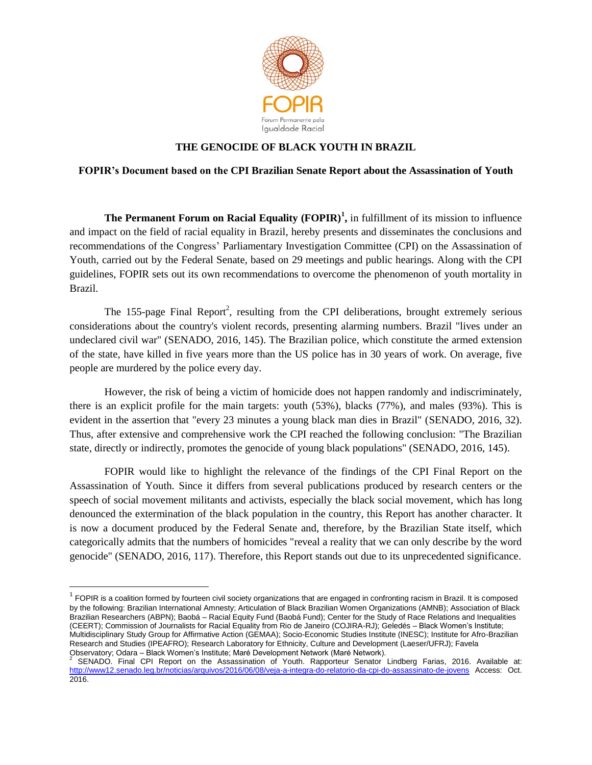FOPIR

Fórum Permanente pela Igualdade Racial

# THE GENOCIDE OF BLACK YOUTH IN BRAZIL

## FOPIR's Document based on the CPI Brazilian Senate Report about the Assassination of Youth

**The Permanent Forum on Racial Equality (FOPIR)[1],** in fulfillment of its mission to influence and impact on the field of racial equality in Brazil, hereby presents and disseminates the conclusions and recommendations of the Congress' Parliamentary Investigation Committee (CPI) on the Assassination of Youth, carried out by the Federal Senate, based on 29 meetings and public hearings. Along with the CPI guidelines, FOPIR sets out its own recommendations to overcome the phenomenon of youth mortality in Brazil.

The 155-page Final Report[2], resulting from the CPI deliberations, brought extremely serious considerations about the country's violent records, presenting alarming numbers. Brazil "lives under an undeclared civil war" (SENADO, 2016, 145). The Brazilian police, which constitute the armed extension of the state, have killed in five years more than the US police has in 30 years of work. On average, five people are murdered by the police every day.

However, the risk of being a victim of homicide does not happen randomly and indiscriminately, there is an explicit profile for the main targets: youth (53%), blacks (77%), and males (93%). This is evident in the assertion that "every 23 minutes a young black man dies in Brazil" (SENADO, 2016, 32). Thus, after extensive and comprehensive work the CPI reached the following conclusion: "The Brazilian state, directly or indirectly, promotes the genocide of young black populations" (SENADO, 2016, 145).

FOPIR would like to highlight the relevance of the findings of the CPI Final Report on the Assassination of Youth. Since it differs from several publications produced by research centers or the speech of social movement militants and activists, especially the black social movement, which has long denounced the extermination of the black population in the country, this Report has another character. It is now a document produced by the Federal Senate and, therefore, by the Brazilian State itself, which categorically admits that the numbers of homicides "reveal a reality that we can only describe by the word genocide" (SENADO, 2016, 117). Therefore, this Report stands out due to its unprecedented significance.

---

[1] FOPIR is a coalition formed by fourteen civil society organizations that are engaged in confronting racism in Brazil. It is composed by the following: Brazilian International Amnesty; Articulation of Black Brazilian Women Organizations (AMNB); Association of Black Brazilian Researchers (ABPN); Baobá – Racial Equity Fund (Baobá Fund); Center for the Study of Race Relations and Inequalities (CEERT); Commission of Journalists for Racial Equality from Rio de Janeiro (COJIRA-RJ); Geledés – Black Women's Institute; Multidisciplinary Study Group for Affirmative Action (GEMAA); Socio-Economic Studies Institute (INESC); Institute for Afro-Brazilian Research and Studies (IPEAFRO); Research Laboratory for Ethnicity, Culture and Development (Laeser/UFRJ); Favela Observatory; Odara – Black Women's Institute; Maré Development Network (Maré Network).

[2] SENADO. Final CPI Report on the Assassination of Youth. Rapporteur Senator Lindberg Farias, 2016. Available at: http://www12.senado.leg.br/noticias/arquivos/2016/06/08/veja-a-integra-do-relatorio-da-cpi-do-assassinato-de-jovens Access: Oct. 2016.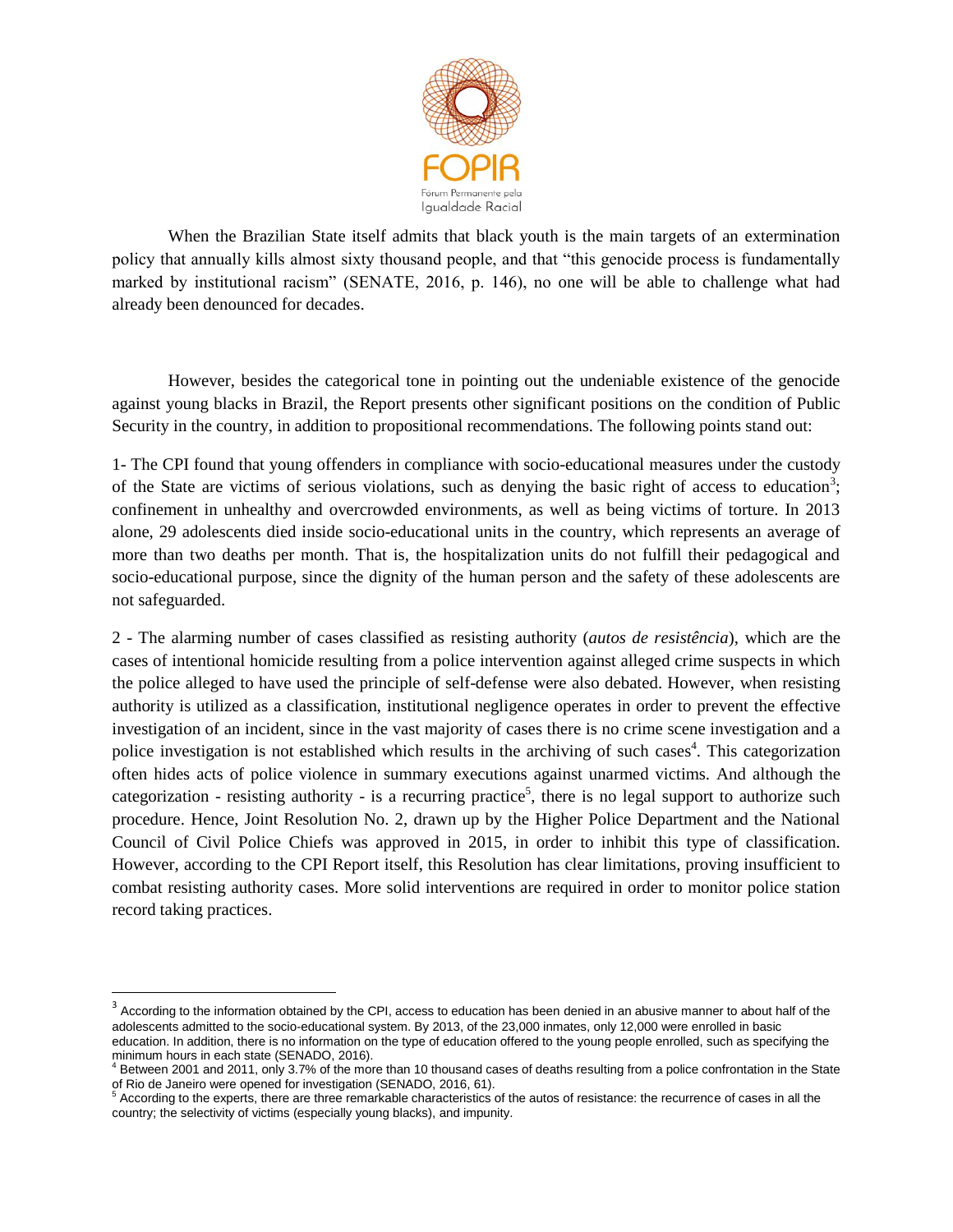When the Brazilian State itself admits that black youth is the main targets of an extermination policy that annually kills almost sixty thousand people, and that "this genocide process is fundamentally marked by institutional racism" (SENATE, 2016, p. 146), no one will be able to challenge what had already been denounced for decades.

However, besides the categorical tone in pointing out the undeniable existence of the genocide against young blacks in Brazil, the Report presents other significant positions on the condition of Public Security in the country, in addition to propositional recommendations. The following points stand out:

1- The CPI found that young offenders in compliance with socio-educational measures under the custody of the State are victims of serious violations, such as denying the basic right of access to education[3]; confinement in unhealthy and overcrowded environments, as well as being victims of torture. In 2013 alone, 29 adolescents died inside socio-educational units in the country, which represents an average of more than two deaths per month. That is, the hospitalization units do not fulfill their pedagogical and socio-educational purpose, since the dignity of the human person and the safety of these adolescents are not safeguarded.

2 - The alarming number of cases classified as resisting authority (*autos de resistência*), which are the cases of intentional homicide resulting from a police intervention against alleged crime suspects in which the police alleged to have used the principle of self-defense were also debated. However, when resisting authority is utilized as a classification, institutional negligence operates in order to prevent the effective investigation of an incident, since in the vast majority of cases there is no crime scene investigation and a police investigation is not established which results in the archiving of such cases[4]. This categorization often hides acts of police violence in summary executions against unarmed victims. And although the categorization - resisting authority - is a recurring practice[5], there is no legal support to authorize such procedure. Hence, Joint Resolution No. 2, drawn up by the Higher Police Department and the National Council of Civil Police Chiefs was approved in 2015, in order to inhibit this type of classification. However, according to the CPI Report itself, this Resolution has clear limitations, proving insufficient to combat resisting authority cases. More solid interventions are required in order to monitor police station record taking practices.

---

[3] According to the information obtained by the CPI, access to education has been denied in an abusive manner to about half of the adolescents admitted to the socio-educational system. By 2013, of the 23,000 inmates, only 12,000 were enrolled in basic education. In addition, there is no information on the type of education offered to the young people enrolled, such as specifying the minimum hours in each state (SENADO, 2016).

[4] Between 2001 and 2011, only 3.7% of the more than 10 thousand cases of deaths resulting from a police confrontation in the State of Rio de Janeiro were opened for investigation (SENADO, 2016, 61).

[5] According to the experts, there are three remarkable characteristics of the autos of resistance: the recurrence of cases in all the country; the selectivity of victims (especially young blacks), and impunity.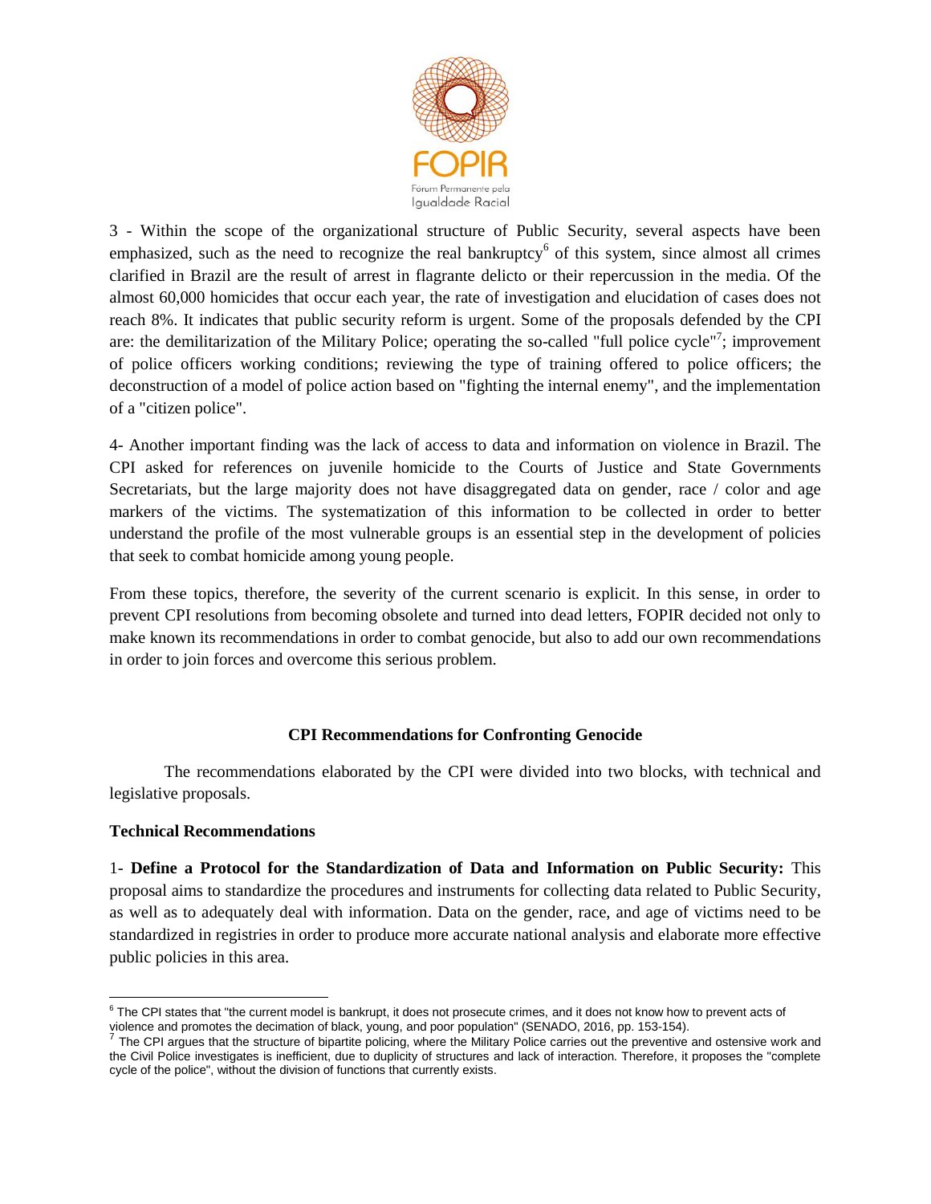3 - Within the scope of the organizational structure of Public Security, several aspects have been emphasized, such as the need to recognize the real bankruptcy[6] of this system, since almost all crimes clarified in Brazil are the result of arrest in flagrante delicto or their repercussion in the media. Of the almost 60,000 homicides that occur each year, the rate of investigation and elucidation of cases does not reach 8%. It indicates that public security reform is urgent. Some of the proposals defended by the CPI are: the demilitarization of the Military Police; operating the so-called "full police cycle"[7]; improvement of police officers working conditions; reviewing the type of training offered to police officers; the deconstruction of a model of police action based on "fighting the internal enemy", and the implementation of a "citizen police".

4- Another important finding was the lack of access to data and information on violence in Brazil. The CPI asked for references on juvenile homicide to the Courts of Justice and State Governments Secretariats, but the large majority does not have disaggregated data on gender, race / color and age markers of the victims. The systematization of this information to be collected in order to better understand the profile of the most vulnerable groups is an essential step in the development of policies that seek to combat homicide among young people.

From these topics, therefore, the severity of the current scenario is explicit. In this sense, in order to prevent CPI resolutions from becoming obsolete and turned into dead letters, FOPIR decided not only to make known its recommendations in order to combat genocide, but also to add our own recommendations in order to join forces and overcome this serious problem.

## CPI Recommendations for Confronting Genocide

The recommendations elaborated by the CPI were divided into two blocks, with technical and legislative proposals.

### Technical Recommendations

1- **Define a Protocol for the Standardization of Data and Information on Public Security:** This proposal aims to standardize the procedures and instruments for collecting data related to Public Security, as well as to adequately deal with information. Data on the gender, race, and age of victims need to be standardized in registries in order to produce more accurate national analysis and elaborate more effective public policies in this area.

---

[6] The CPI states that "the current model is bankrupt, it does not prosecute crimes, and it does not know how to prevent acts of violence and promotes the decimation of black, young, and poor population" (SENADO, 2016, pp. 153-154).

[7] The CPI argues that the structure of bipartite policing, where the Military Police carries out the preventive and ostensive work and the Civil Police investigates is inefficient, due to duplicity of structures and lack of interaction. Therefore, it proposes the "complete cycle of the police", without the division of functions that currently exists.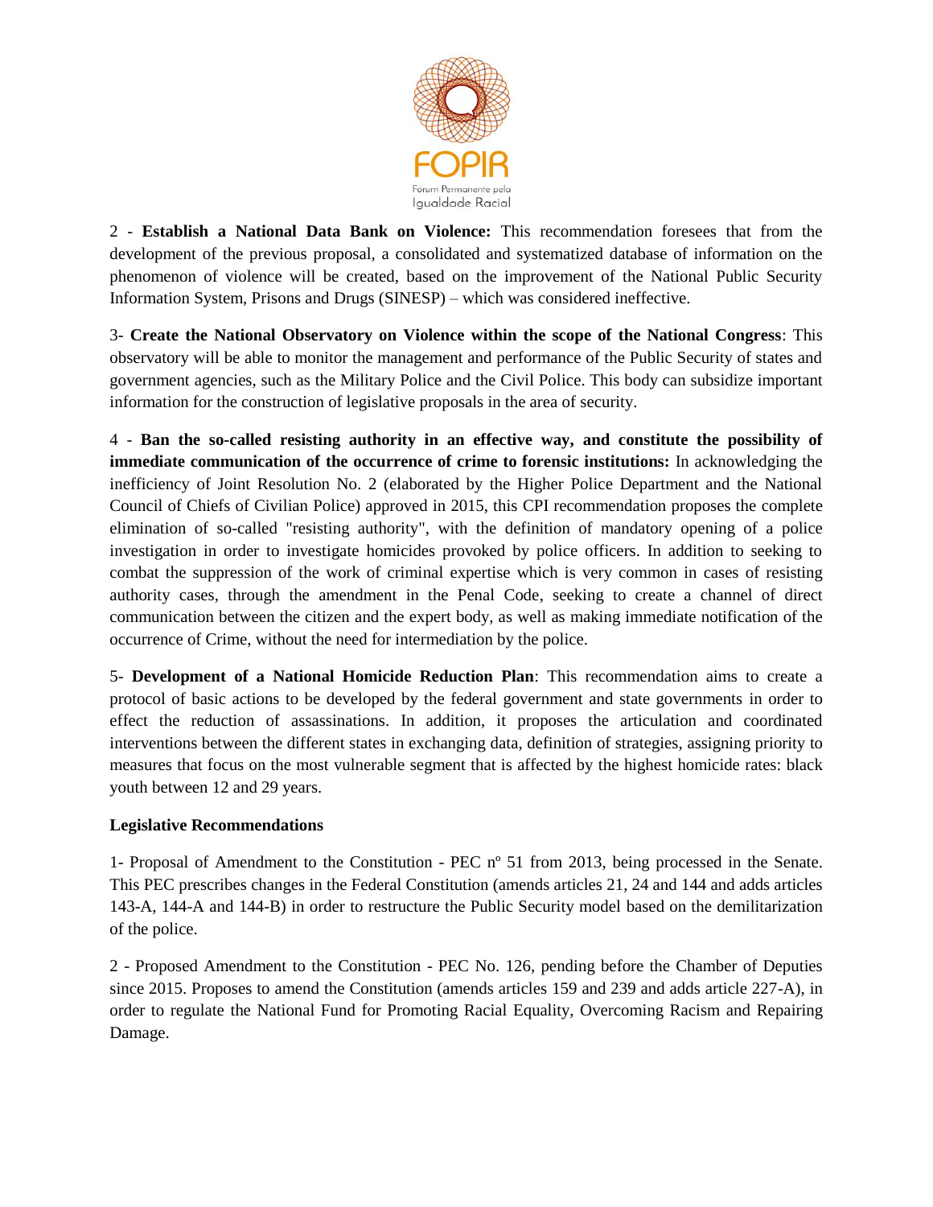2 - **Establish a National Data Bank on Violence:** This recommendation foresees that from the development of the previous proposal, a consolidated and systematized database of information on the phenomenon of violence will be created, based on the improvement of the National Public Security Information System, Prisons and Drugs (SINESP) – which was considered ineffective.

3- **Create the National Observatory on Violence within the scope of the National Congress**: This observatory will be able to monitor the management and performance of the Public Security of states and government agencies, such as the Military Police and the Civil Police. This body can subsidize important information for the construction of legislative proposals in the area of security.

4 - **Ban the so-called resisting authority in an effective way, and constitute the possibility of immediate communication of the occurrence of crime to forensic institutions:** In acknowledging the inefficiency of Joint Resolution No. 2 (elaborated by the Higher Police Department and the National Council of Chiefs of Civilian Police) approved in 2015, this CPI recommendation proposes the complete elimination of so-called "resisting authority", with the definition of mandatory opening of a police investigation in order to investigate homicides provoked by police officers. In addition to seeking to combat the suppression of the work of criminal expertise which is very common in cases of resisting authority cases, through the amendment in the Penal Code, seeking to create a channel of direct communication between the citizen and the expert body, as well as making immediate notification of the occurrence of Crime, without the need for intermediation by the police.

5- **Development of a National Homicide Reduction Plan**: This recommendation aims to create a protocol of basic actions to be developed by the federal government and state governments in order to effect the reduction of assassinations. In addition, it proposes the articulation and coordinated interventions between the different states in exchanging data, definition of strategies, assigning priority to measures that focus on the most vulnerable segment that is affected by the highest homicide rates: black youth between 12 and 29 years.

**Legislative Recommendations**

1- Proposal of Amendment to the Constitution - PEC nº 51 from 2013, being processed in the Senate. This PEC prescribes changes in the Federal Constitution (amends articles 21, 24 and 144 and adds articles 143-A, 144-A and 144-B) in order to restructure the Public Security model based on the demilitarization of the police.

2 - Proposed Amendment to the Constitution - PEC No. 126, pending before the Chamber of Deputies since 2015. Proposes to amend the Constitution (amends articles 159 and 239 and adds article 227-A), in order to regulate the National Fund for Promoting Racial Equality, Overcoming Racism and Repairing Damage.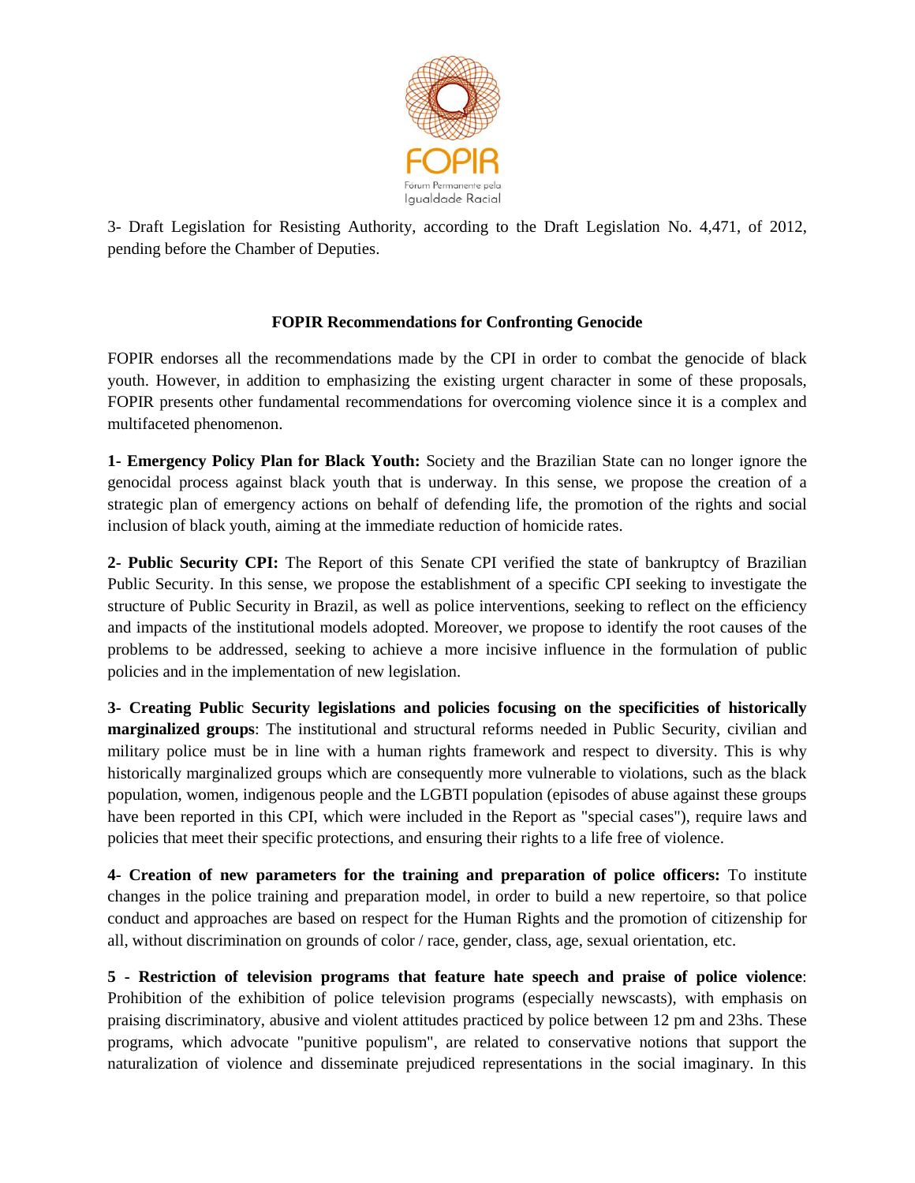3- Draft Legislation for Resisting Authority, according to the Draft Legislation No. 4,471, of 2012, pending before the Chamber of Deputies.

### FOPIR Recommendations for Confronting Genocide

FOPIR endorses all the recommendations made by the CPI in order to combat the genocide of black youth. However, in addition to emphasizing the existing urgent character in some of these proposals, FOPIR presents other fundamental recommendations for overcoming violence since it is a complex and multifaceted phenomenon.

**1- Emergency Policy Plan for Black Youth:** Society and the Brazilian State can no longer ignore the genocidal process against black youth that is underway. In this sense, we propose the creation of a strategic plan of emergency actions on behalf of defending life, the promotion of the rights and social inclusion of black youth, aiming at the immediate reduction of homicide rates.

**2- Public Security CPI:** The Report of this Senate CPI verified the state of bankruptcy of Brazilian Public Security. In this sense, we propose the establishment of a specific CPI seeking to investigate the structure of Public Security in Brazil, as well as police interventions, seeking to reflect on the efficiency and impacts of the institutional models adopted. Moreover, we propose to identify the root causes of the problems to be addressed, seeking to achieve a more incisive influence in the formulation of public policies and in the implementation of new legislation.

**3- Creating Public Security legislations and policies focusing on the specificities of historically marginalized groups**: The institutional and structural reforms needed in Public Security, civilian and military police must be in line with a human rights framework and respect to diversity. This is why historically marginalized groups which are consequently more vulnerable to violations, such as the black population, women, indigenous people and the LGBTI population (episodes of abuse against these groups have been reported in this CPI, which were included in the Report as "special cases"), require laws and policies that meet their specific protections, and ensuring their rights to a life free of violence.

**4- Creation of new parameters for the training and preparation of police officers:** To institute changes in the police training and preparation model, in order to build a new repertoire, so that police conduct and approaches are based on respect for the Human Rights and the promotion of citizenship for all, without discrimination on grounds of color / race, gender, class, age, sexual orientation, etc.

**5 - Restriction of television programs that feature hate speech and praise of police violence**: Prohibition of the exhibition of police television programs (especially newscasts), with emphasis on praising discriminatory, abusive and violent attitudes practiced by police between 12 pm and 23hs. These programs, which advocate "punitive populism", are related to conservative notions that support the naturalization of violence and disseminate prejudiced representations in the social imaginary. In this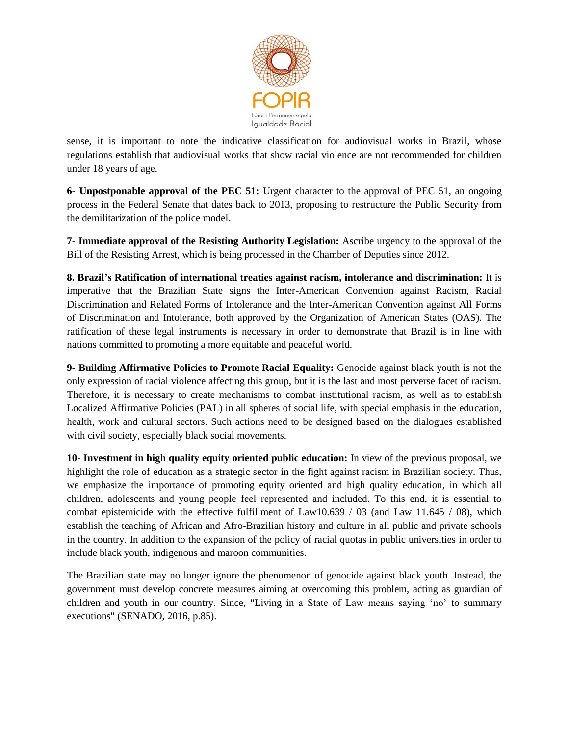sense, it is important to note the indicative classification for audiovisual works in Brazil, whose regulations establish that audiovisual works that show racial violence are not recommended for children under 18 years of age.

**6- Unpostponable approval of the PEC 51:** Urgent character to the approval of PEC 51, an ongoing process in the Federal Senate that dates back to 2013, proposing to restructure the Public Security from the demilitarization of the police model.

**7- Immediate approval of the Resisting Authority Legislation:** Ascribe urgency to the approval of the Bill of the Resisting Arrest, which is being processed in the Chamber of Deputies since 2012.

**8. Brazil's Ratification of international treaties against racism, intolerance and discrimination:** It is imperative that the Brazilian State signs the Inter-American Convention against Racism, Racial Discrimination and Related Forms of Intolerance and the Inter-American Convention against All Forms of Discrimination and Intolerance, both approved by the Organization of American States (OAS). The ratification of these legal instruments is necessary in order to demonstrate that Brazil is in line with nations committed to promoting a more equitable and peaceful world.

**9- Building Affirmative Policies to Promote Racial Equality:** Genocide against black youth is not the only expression of racial violence affecting this group, but it is the last and most perverse facet of racism. Therefore, it is necessary to create mechanisms to combat institutional racism, as well as to establish Localized Affirmative Policies (PAL) in all spheres of social life, with special emphasis in the education, health, work and cultural sectors. Such actions need to be designed based on the dialogues established with civil society, especially black social movements.

**10- Investment in high quality equity oriented public education:** In view of the previous proposal, we highlight the role of education as a strategic sector in the fight against racism in Brazilian society. Thus, we emphasize the importance of promoting equity oriented and high quality education, in which all children, adolescents and young people feel represented and included. To this end, it is essential to combat epistemicide with the effective fulfillment of Law10.639 / 03 (and Law 11.645 / 08), which establish the teaching of African and Afro-Brazilian history and culture in all public and private schools in the country. In addition to the expansion of the policy of racial quotas in public universities in order to include black youth, indigenous and maroon communities.

The Brazilian state may no longer ignore the phenomenon of genocide against black youth. Instead, the government must develop concrete measures aiming at overcoming this problem, acting as guardian of children and youth in our country. Since, "Living in a State of Law means saying 'no' to summary executions" (SENADO, 2016, p.85).